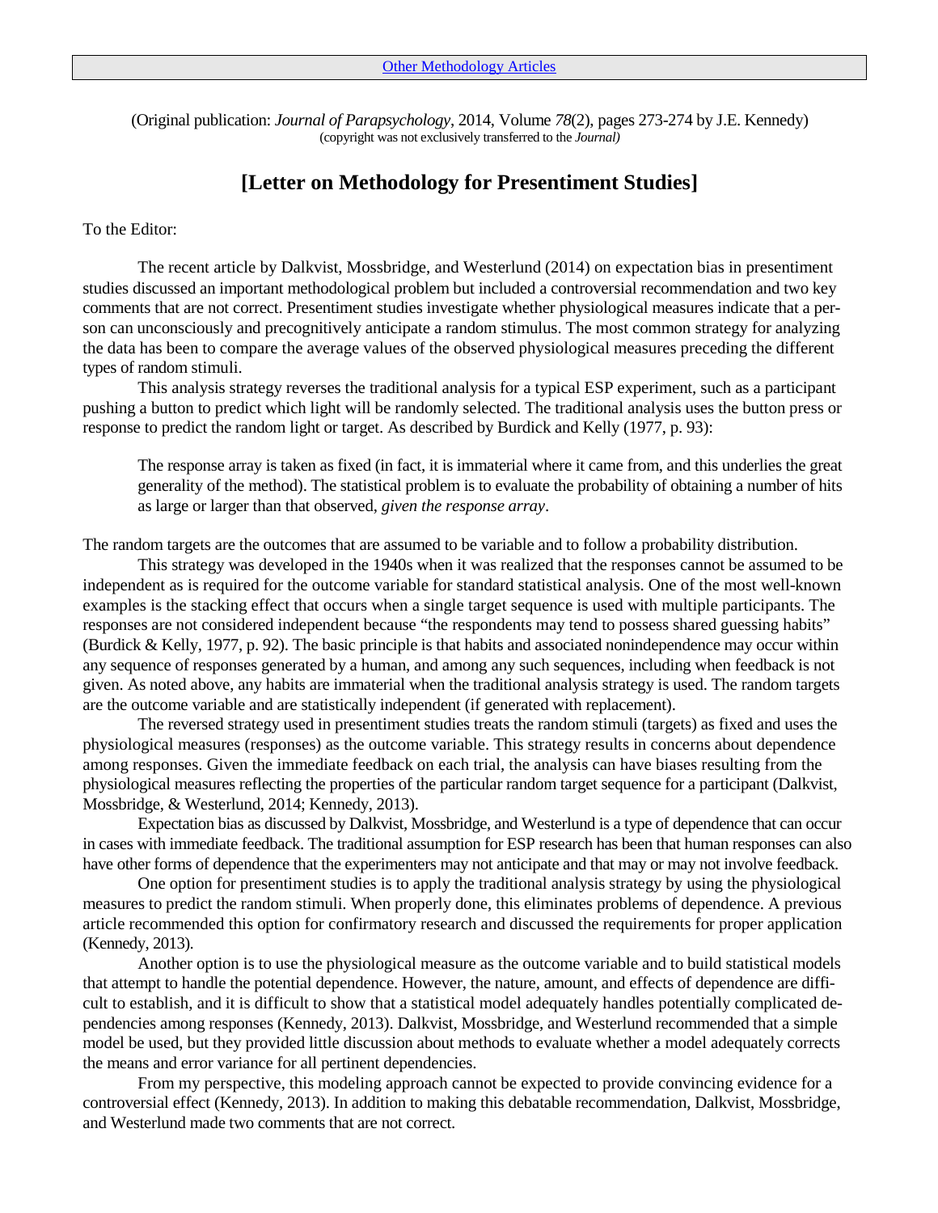Other Methodology Articles

(Original publication: *Journal of Parapsychology*, 2014, Volume *78*(2), pages 273-274 by J.E. Kennedy)
(copyright was not exclusively transferred to the *Journal)*

# [Letter on Methodology for Presentiment Studies]

To the Editor:

The recent article by Dalkvist, Mossbridge, and Westerlund (2014) on expectation bias in presentiment studies discussed an important methodological problem but included a controversial recommendation and two key comments that are not correct. Presentiment studies investigate whether physiological measures indicate that a person can unconsciously and precognitively anticipate a random stimulus. The most common strategy for analyzing the data has been to compare the average values of the observed physiological measures preceding the different types of random stimuli.

This analysis strategy reverses the traditional analysis for a typical ESP experiment, such as a participant pushing a button to predict which light will be randomly selected. The traditional analysis uses the button press or response to predict the random light or target. As described by Burdick and Kelly (1977, p. 93):

> The response array is taken as fixed (in fact, it is immaterial where it came from, and this underlies the great generality of the method). The statistical problem is to evaluate the probability of obtaining a number of hits as large or larger than that observed, *given the response array*.

The random targets are the outcomes that are assumed to be variable and to follow a probability distribution.

This strategy was developed in the 1940s when it was realized that the responses cannot be assumed to be independent as is required for the outcome variable for standard statistical analysis. One of the most well-known examples is the stacking effect that occurs when a single target sequence is used with multiple participants. The responses are not considered independent because "the respondents may tend to possess shared guessing habits" (Burdick & Kelly, 1977, p. 92). The basic principle is that habits and associated nonindependence may occur within any sequence of responses generated by a human, and among any such sequences, including when feedback is not given. As noted above, any habits are immaterial when the traditional analysis strategy is used. The random targets are the outcome variable and are statistically independent (if generated with replacement).

The reversed strategy used in presentiment studies treats the random stimuli (targets) as fixed and uses the physiological measures (responses) as the outcome variable. This strategy results in concerns about dependence among responses. Given the immediate feedback on each trial, the analysis can have biases resulting from the physiological measures reflecting the properties of the particular random target sequence for a participant (Dalkvist, Mossbridge, & Westerlund, 2014; Kennedy, 2013).

Expectation bias as discussed by Dalkvist, Mossbridge, and Westerlund is a type of dependence that can occur in cases with immediate feedback. The traditional assumption for ESP research has been that human responses can also have other forms of dependence that the experimenters may not anticipate and that may or may not involve feedback.

One option for presentiment studies is to apply the traditional analysis strategy by using the physiological measures to predict the random stimuli. When properly done, this eliminates problems of dependence. A previous article recommended this option for confirmatory research and discussed the requirements for proper application (Kennedy, 2013).

Another option is to use the physiological measure as the outcome variable and to build statistical models that attempt to handle the potential dependence. However, the nature, amount, and effects of dependence are difficult to establish, and it is difficult to show that a statistical model adequately handles potentially complicated dependencies among responses (Kennedy, 2013). Dalkvist, Mossbridge, and Westerlund recommended that a simple model be used, but they provided little discussion about methods to evaluate whether a model adequately corrects the means and error variance for all pertinent dependencies.

From my perspective, this modeling approach cannot be expected to provide convincing evidence for a controversial effect (Kennedy, 2013). In addition to making this debatable recommendation, Dalkvist, Mossbridge, and Westerlund made two comments that are not correct.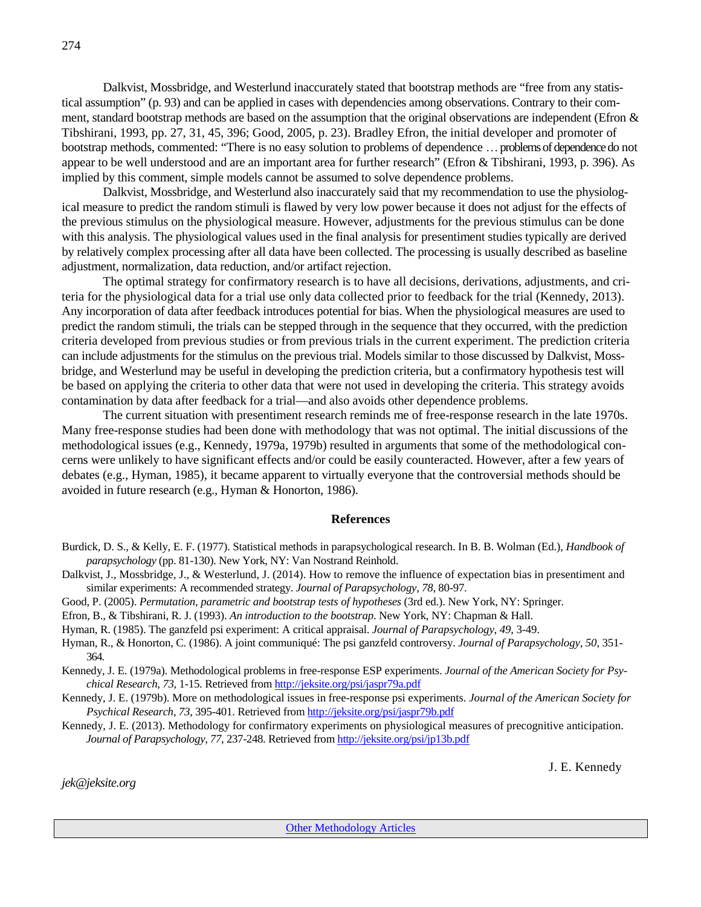Dalkvist, Mossbridge, and Westerlund inaccurately stated that bootstrap methods are "free from any statistical assumption" (p. 93) and can be applied in cases with dependencies among observations. Contrary to their comment, standard bootstrap methods are based on the assumption that the original observations are independent (Efron & Tibshirani, 1993, pp. 27, 31, 45, 396; Good, 2005, p. 23). Bradley Efron, the initial developer and promoter of bootstrap methods, commented: "There is no easy solution to problems of dependence … problems of dependence do not appear to be well understood and are an important area for further research" (Efron & Tibshirani, 1993, p. 396). As implied by this comment, simple models cannot be assumed to solve dependence problems.

Dalkvist, Mossbridge, and Westerlund also inaccurately said that my recommendation to use the physiological measure to predict the random stimuli is flawed by very low power because it does not adjust for the effects of the previous stimulus on the physiological measure. However, adjustments for the previous stimulus can be done with this analysis. The physiological values used in the final analysis for presentiment studies typically are derived by relatively complex processing after all data have been collected. The processing is usually described as baseline adjustment, normalization, data reduction, and/or artifact rejection.

The optimal strategy for confirmatory research is to have all decisions, derivations, adjustments, and criteria for the physiological data for a trial use only data collected prior to feedback for the trial (Kennedy, 2013). Any incorporation of data after feedback introduces potential for bias. When the physiological measures are used to predict the random stimuli, the trials can be stepped through in the sequence that they occurred, with the prediction criteria developed from previous studies or from previous trials in the current experiment. The prediction criteria can include adjustments for the stimulus on the previous trial. Models similar to those discussed by Dalkvist, Mossbridge, and Westerlund may be useful in developing the prediction criteria, but a confirmatory hypothesis test will be based on applying the criteria to other data that were not used in developing the criteria. This strategy avoids contamination by data after feedback for a trial—and also avoids other dependence problems.

The current situation with presentiment research reminds me of free-response research in the late 1970s. Many free-response studies had been done with methodology that was not optimal. The initial discussions of the methodological issues (e.g., Kennedy, 1979a, 1979b) resulted in arguments that some of the methodological concerns were unlikely to have significant effects and/or could be easily counteracted. However, after a few years of debates (e.g., Hyman, 1985), it became apparent to virtually everyone that the controversial methods should be avoided in future research (e.g., Hyman & Honorton, 1986).

## References

Burdick, D. S., & Kelly, E. F. (1977). Statistical methods in parapsychological research. In B. B. Wolman (Ed.), *Handbook of parapsychology* (pp. 81-130). New York, NY: Van Nostrand Reinhold.

Dalkvist, J., Mossbridge, J., & Westerlund, J. (2014). How to remove the influence of expectation bias in presentiment and similar experiments: A recommended strategy. *Journal of Parapsychology*, *78*, 80-97.

Good, P. (2005). *Permutation, parametric and bootstrap tests of hypotheses* (3rd ed.). New York, NY: Springer.

Efron, B., & Tibshirani, R. J. (1993). *An introduction to the bootstrap*. New York, NY: Chapman & Hall.

Hyman, R. (1985). The ganzfeld psi experiment: A critical appraisal. *Journal of Parapsychology*, *49*, 3-49.

Hyman, R., & Honorton, C. (1986). A joint communiqué: The psi ganzfeld controversy. *Journal of Parapsychology*, *50*, 351-364.

Kennedy, J. E. (1979a). Methodological problems in free-response ESP experiments. *Journal of the American Society for Psychical Research*, *73*, 1-15. Retrieved from http://jeksite.org/psi/jaspr79a.pdf

Kennedy, J. E. (1979b). More on methodological issues in free-response psi experiments. *Journal of the American Society for Psychical Research*, *73*, 395-401. Retrieved from http://jeksite.org/psi/jaspr79b.pdf

Kennedy, J. E. (2013). Methodology for confirmatory experiments on physiological measures of precognitive anticipation. *Journal of Parapsychology*, *77*, 237-248. Retrieved from http://jeksite.org/psi/jp13b.pdf

J. E. Kennedy

*jek@jeksite.org*

Other Methodology Articles